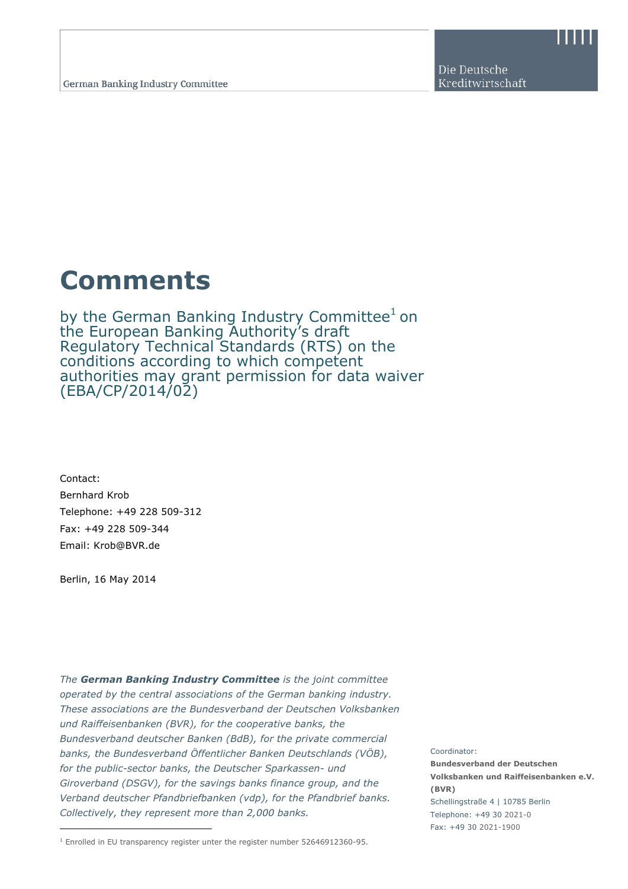German Banking Industry Committee

Die Deutsche Kreditwirtschaft

# Comments

by the German Banking Industry Committee[1] on the European Banking Authority's draft Regulatory Technical Standards (RTS) on the conditions according to which competent authorities may grant permission for data waiver (EBA/CP/2014/02)

Contact:
Bernhard Krob
Telephone: +49 228 509-312
Fax: +49 228 509-344
Email: Krob@BVR.de

Berlin, 16 May 2014

*The **German Banking Industry Committee** is the joint committee operated by the central associations of the German banking industry. These associations are the Bundesverband der Deutschen Volksbanken und Raiffeisenbanken (BVR), for the cooperative banks, the Bundesverband deutscher Banken (BdB), for the private commercial banks, the Bundesverband Öffentlicher Banken Deutschlands (VÖB), for the public-sector banks, the Deutscher Sparkassen- und Giroverband (DSGV), for the savings banks finance group, and the Verband deutscher Pfandbriefbanken (vdp), for the Pfandbrief banks. Collectively, they represent more than 2,000 banks.*

Coordinator:
**Bundesverband der Deutschen Volksbanken und Raiffeisenbanken e.V. (BVR)**
Schellingstraße 4 | 10785 Berlin
Telephone: +49 30 2021-0
Fax: +49 30 2021-1900

[1] Enrolled in EU transparency register unter the register number 52646912360-95.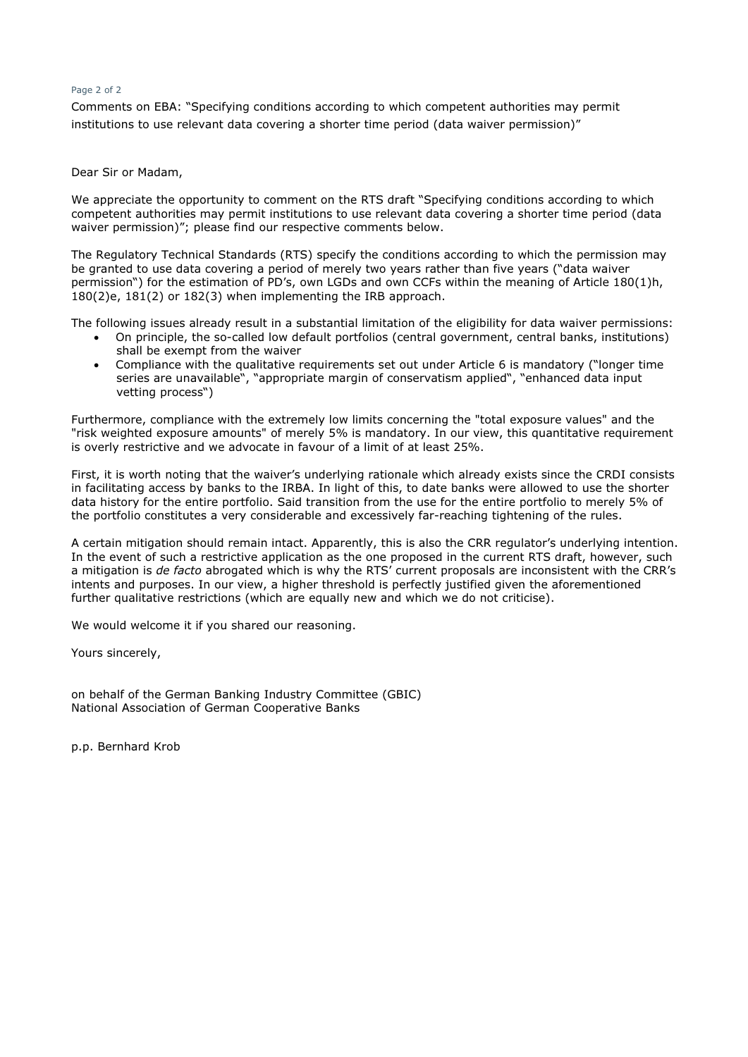Comments on EBA: "Specifying conditions according to which competent authorities may permit institutions to use relevant data covering a shorter time period (data waiver permission)"

Dear Sir or Madam,

We appreciate the opportunity to comment on the RTS draft "Specifying conditions according to which competent authorities may permit institutions to use relevant data covering a shorter time period (data waiver permission)"; please find our respective comments below.

The Regulatory Technical Standards (RTS) specify the conditions according to which the permission may be granted to use data covering a period of merely two years rather than five years ("data waiver permission") for the estimation of PD's, own LGDs and own CCFs within the meaning of Article 180(1)h, 180(2)e, 181(2) or 182(3) when implementing the IRB approach.

The following issues already result in a substantial limitation of the eligibility for data waiver permissions:

- On principle, the so-called low default portfolios (central government, central banks, institutions) shall be exempt from the waiver
- Compliance with the qualitative requirements set out under Article 6 is mandatory ("longer time series are unavailable", "appropriate margin of conservatism applied", "enhanced data input vetting process")

Furthermore, compliance with the extremely low limits concerning the "total exposure values" and the "risk weighted exposure amounts" of merely 5% is mandatory. In our view, this quantitative requirement is overly restrictive and we advocate in favour of a limit of at least 25%.

First, it is worth noting that the waiver's underlying rationale which already exists since the CRDI consists in facilitating access by banks to the IRBA. In light of this, to date banks were allowed to use the shorter data history for the entire portfolio. Said transition from the use for the entire portfolio to merely 5% of the portfolio constitutes a very considerable and excessively far-reaching tightening of the rules.

A certain mitigation should remain intact. Apparently, this is also the CRR regulator's underlying intention. In the event of such a restrictive application as the one proposed in the current RTS draft, however, such a mitigation is *de facto* abrogated which is why the RTS' current proposals are inconsistent with the CRR's intents and purposes. In our view, a higher threshold is perfectly justified given the aforementioned further qualitative restrictions (which are equally new and which we do not criticise).

We would welcome it if you shared our reasoning.

Yours sincerely,

on behalf of the German Banking Industry Committee (GBIC)
National Association of German Cooperative Banks

p.p. Bernhard Krob